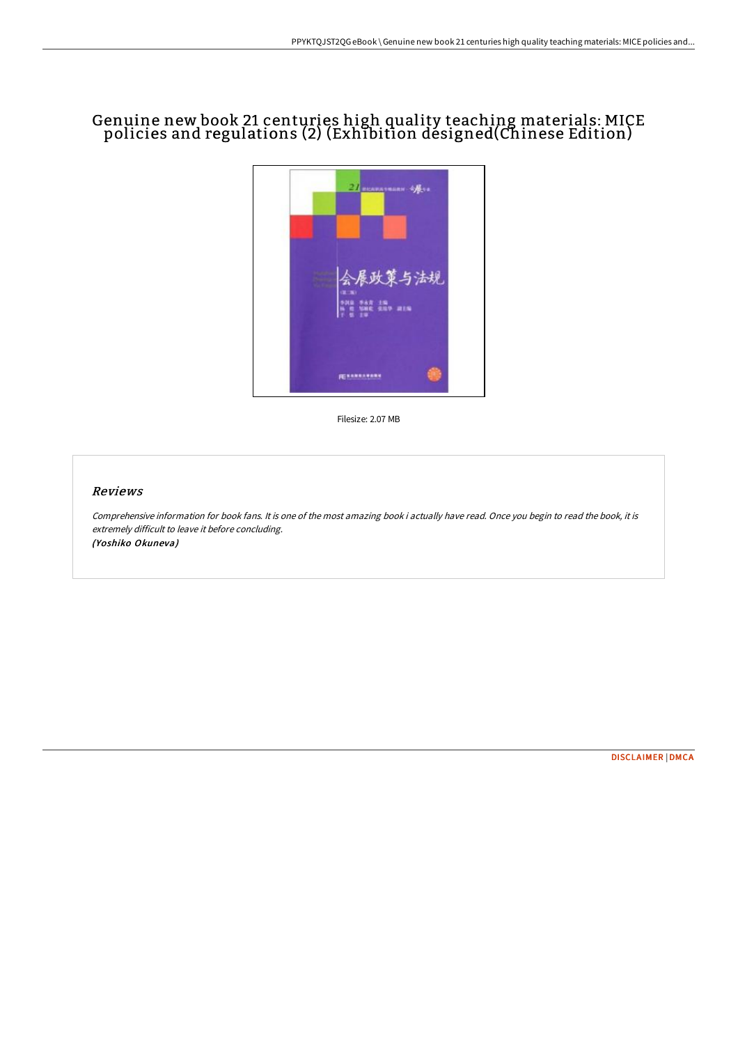# Genuine new book 21 centuries high quality teaching materials: MICE policies and regulations (2) (Exhibition designed(Chinese Edition)

Filesize: 2.07 MB

## Reviews

*Comprehensive information for book fans. It is one of the most amazing book i actually have read. Once you begin to read the book, it is extremely difficult to leave it before concluding.*
***(Yoshiko Okuneva)***

DISCLAIMER | DMCA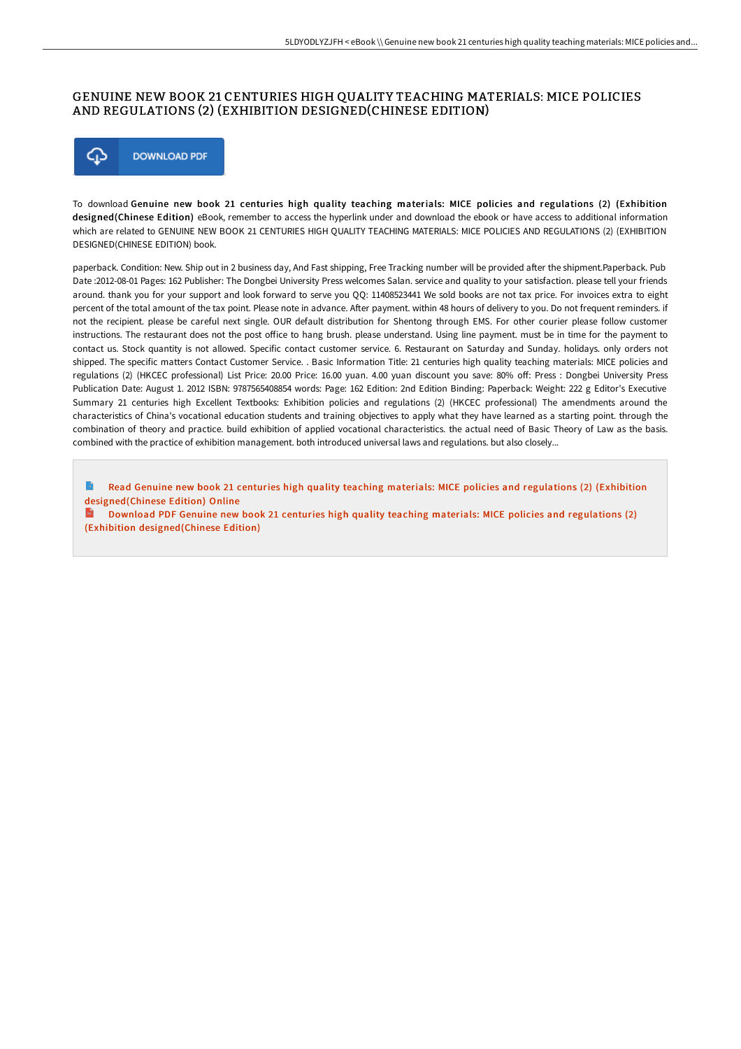# GENUINE NEW BOOK 21 CENTURIES HIGH QUALITY TEACHING MATERIALS: MICE POLICIES AND REGULATIONS (2) (EXHIBITION DESIGNED(CHINESE EDITION)

DOWNLOAD PDF

To download **Genuine new book 21 centuries high quality teaching materials: MICE policies and regulations (2) (Exhibition designed(Chinese Edition)** eBook, remember to access the hyperlink under and download the ebook or have access to additional information which are related to GENUINE NEW BOOK 21 CENTURIES HIGH QUALITY TEACHING MATERIALS: MICE POLICIES AND REGULATIONS (2) (EXHIBITION DESIGNED(CHINESE EDITION) book.

paperback. Condition: New. Ship out in 2 business day, And Fast shipping, Free Tracking number will be provided after the shipment.Paperback. Pub Date :2012-08-01 Pages: 162 Publisher: The Dongbei University Press welcomes Salan. service and quality to your satisfaction. please tell your friends around. thank you for your support and look forward to serve you QQ: 11408523441 We sold books are not tax price. For invoices extra to eight percent of the total amount of the tax point. Please note in advance. After payment. within 48 hours of delivery to you. Do not frequent reminders. if not the recipient. please be careful next single. OUR default distribution for Shentong through EMS. For other courier please follow customer instructions. The restaurant does not the post office to hang brush. please understand. Using line payment. must be in time for the payment to contact us. Stock quantity is not allowed. Specific contact customer service. 6. Restaurant on Saturday and Sunday. holidays. only orders not shipped. The specific matters Contact Customer Service. . Basic Information Title: 21 centuries high quality teaching materials: MICE policies and regulations (2) (HKCEC professional) List Price: 20.00 Price: 16.00 yuan. 4.00 yuan discount you save: 80% off: Press : Dongbei University Press Publication Date: August 1. 2012 ISBN: 9787565408854 words: Page: 162 Edition: 2nd Edition Binding: Paperback: Weight: 222 g Editor's Executive Summary 21 centuries high Excellent Textbooks: Exhibition policies and regulations (2) (HKCEC professional) The amendments around the characteristics of China's vocational education students and training objectives to apply what they have learned as a starting point. through the combination of theory and practice. build exhibition of applied vocational characteristics. the actual need of Basic Theory of Law as the basis. combined with the practice of exhibition management. both introduced universal laws and regulations. but also closely...

- Read Genuine new book 21 centuries high quality teaching materials: MICE policies and regulations (2) (Exhibition designed(Chinese Edition) Online
- Download PDF Genuine new book 21 centuries high quality teaching materials: MICE policies and regulations (2) (Exhibition designed(Chinese Edition)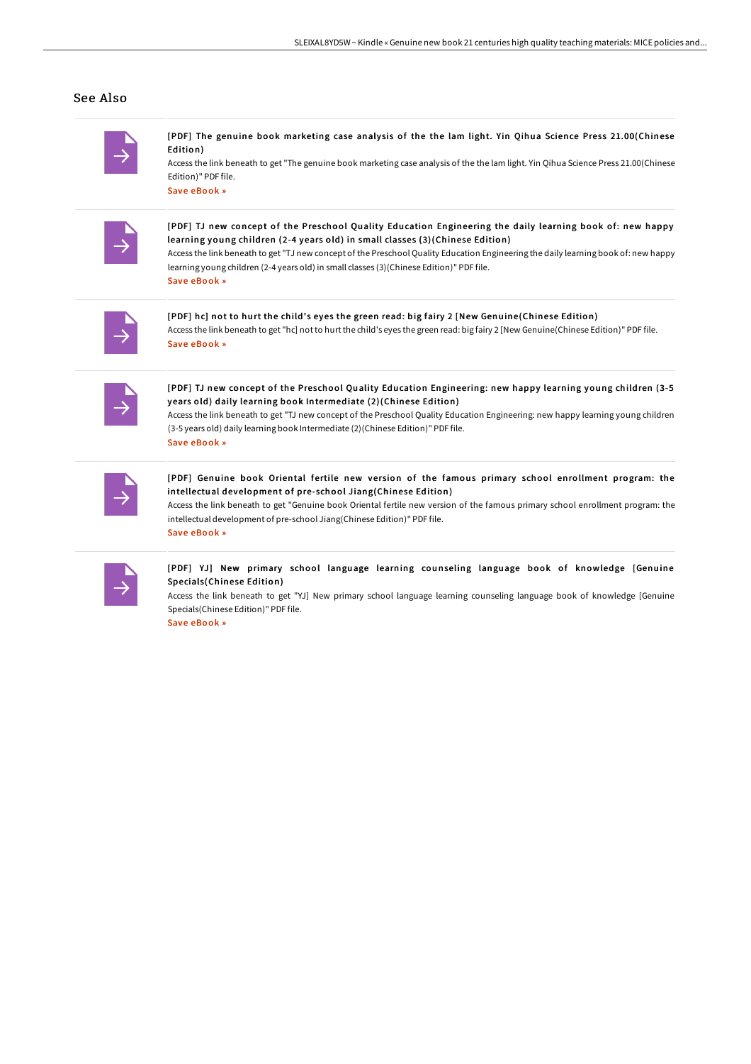## See Also

[PDF] The genuine book marketing case analysis of the the lam light. Yin Qihua Science Press 21.00(Chinese Edition)

Access the link beneath to get "The genuine book marketing case analysis of the the lam light. Yin Qihua Science Press 21.00(Chinese Edition)" PDF file.

Save eBook »

[PDF] TJ new concept of the Preschool Quality Education Engineering the daily learning book of: new happy learning young children (2-4 years old) in small classes (3)(Chinese Edition)

Access the link beneath to get "TJ new concept of the Preschool Quality Education Engineering the daily learning book of: new happy learning young children (2-4 years old) in small classes (3)(Chinese Edition)" PDF file.

Save eBook »

[PDF] hc] not to hurt the child's eyes the green read: big fairy 2 [New Genuine(Chinese Edition)

Access the link beneath to get "hc] not to hurt the child's eyes the green read: big fairy 2 [New Genuine(Chinese Edition)" PDF file.

Save eBook »

[PDF] TJ new concept of the Preschool Quality Education Engineering: new happy learning young children (3-5 years old) daily learning book Intermediate (2)(Chinese Edition)

Access the link beneath to get "TJ new concept of the Preschool Quality Education Engineering: new happy learning young children (3-5 years old) daily learning book Intermediate (2)(Chinese Edition)" PDF file.

Save eBook »

[PDF] Genuine book Oriental fertile new version of the famous primary school enrollment program: the intellectual development of pre-school Jiang(Chinese Edition)

Access the link beneath to get "Genuine book Oriental fertile new version of the famous primary school enrollment program: the intellectual development of pre-school Jiang(Chinese Edition)" PDF file.

Save eBook »

[PDF] YJ] New primary school language learning counseling language book of knowledge [Genuine Specials(Chinese Edition)

Access the link beneath to get "YJ] New primary school language learning counseling language book of knowledge [Genuine Specials(Chinese Edition)" PDF file.

Save eBook »